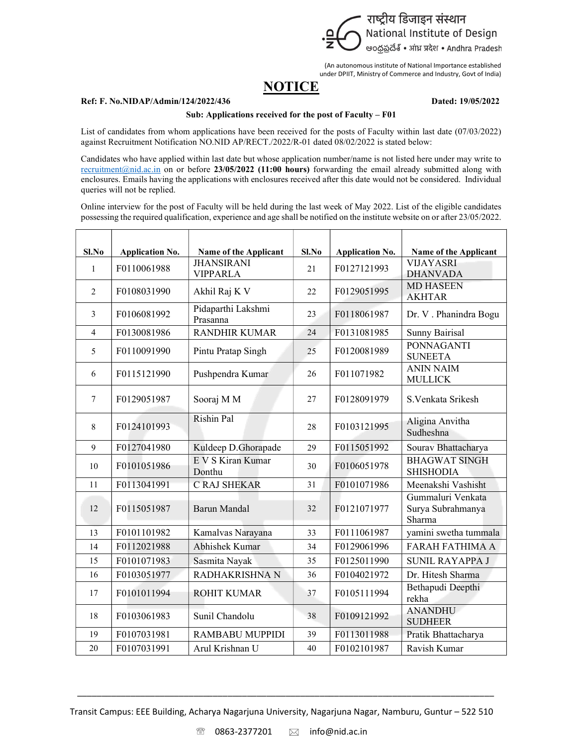राष्ट्रीय डिजाइन संस्थान
National Institute of Design
ఆంధ్రప్రదేశ్ • आंध्र प्रदेश • Andhra Pradesh

(An autonomous institute of National Importance established under DPIIT, Ministry of Commerce and Industry, Govt of India)

# NOTICE

**Ref: F. No.NIDAP/Admin/124/2022/436** **Dated: 19/05/2022**

**Sub: Applications received for the post of Faculty – F01**

List of candidates from whom applications have been received for the posts of Faculty within last date (07/03/2022) against Recruitment Notification NO.NID AP/RECT./2022/R-01 dated 08/02/2022 is stated below:

Candidates who have applied within last date but whose application number/name is not listed here under may write to recruitment@nid.ac.in on or before **23/05/2022 (11:00 hours)** forwarding the email already submitted along with enclosures. Emails having the applications with enclosures received after this date would not be considered. Individual queries will not be replied.

Online interview for the post of Faculty will be held during the last week of May 2022. List of the eligible candidates possessing the required qualification, experience and age shall be notified on the institute website on or after 23/05/2022.

| Sl.No | Application No. | Name of the Applicant | Sl.No | Application No. | Name of the Applicant |
|---|---|---|---|---|---|
| 1 | F0110061988 | JHANSIRANI VIPPARLA | 21 | F0127121993 | VIJAYASRI DHANVADA |
| 2 | F0108031990 | Akhil Raj K V | 22 | F0129051995 | MD HASEEN AKHTAR |
| 3 | F0106081992 | Pidaparthi Lakshmi Prasanna | 23 | F0118061987 | Dr. V . Phanindra Bogu |
| 4 | F0130081986 | RANDHIR KUMAR | 24 | F0131081985 | Sunny Bairisal |
| 5 | F0110091990 | Pintu Pratap Singh | 25 | F0120081989 | PONNAGANTI SUNEETA |
| 6 | F0115121990 | Pushpendra Kumar | 26 | F011071982 | ANIN NAIM MULLICK |
| 7 | F0129051987 | Sooraj M M | 27 | F0128091979 | S.Venkata Srikesh |
| 8 | F0124101993 | Rishin Pal | 28 | F0103121995 | Aligina Anvitha Sudheshna |
| 9 | F0127041980 | Kuldeep D.Ghorapade | 29 | F0115051992 | Sourav Bhattacharya |
| 10 | F0101051986 | E V S Kiran Kumar Donthu | 30 | F0106051978 | BHAGWAT SINGH SHISHODIA |
| 11 | F0113041991 | C RAJ SHEKAR | 31 | F0101071986 | Meenakshi Vashisht |
| 12 | F0115051987 | Barun Mandal | 32 | F0121071977 | Gummaluri Venkata Surya Subrahmanya Sharma |
| 13 | F0101101982 | Kamalvas Narayana | 33 | F0111061987 | yamini swetha tummala |
| 14 | F0112021988 | Abhishek Kumar | 34 | F0129061996 | FARAH FATHIMA A |
| 15 | F0101071983 | Sasmita Nayak | 35 | F0125011990 | SUNIL RAYAPPA J |
| 16 | F0103051977 | RADHAKRISHNA N | 36 | F0104021972 | Dr. Hitesh Sharma |
| 17 | F0101011994 | ROHIT KUMAR | 37 | F0105111994 | Bethapudi Deepthi rekha |
| 18 | F0103061983 | Sunil Chandolu | 38 | F0109121992 | ANANDHU SUDHEER |
| 19 | F0107031981 | RAMBABU MUPPIDI | 39 | F0113011988 | Pratik Bhattacharya |
| 20 | F0107031991 | Arul Krishnan U | 40 | F0102101987 | Ravish Kumar |

Transit Campus: EEE Building, Acharya Nagarjuna University, Nagarjuna Nagar, Namburu, Guntur – 522 510

0863-2377201 info@nid.ac.in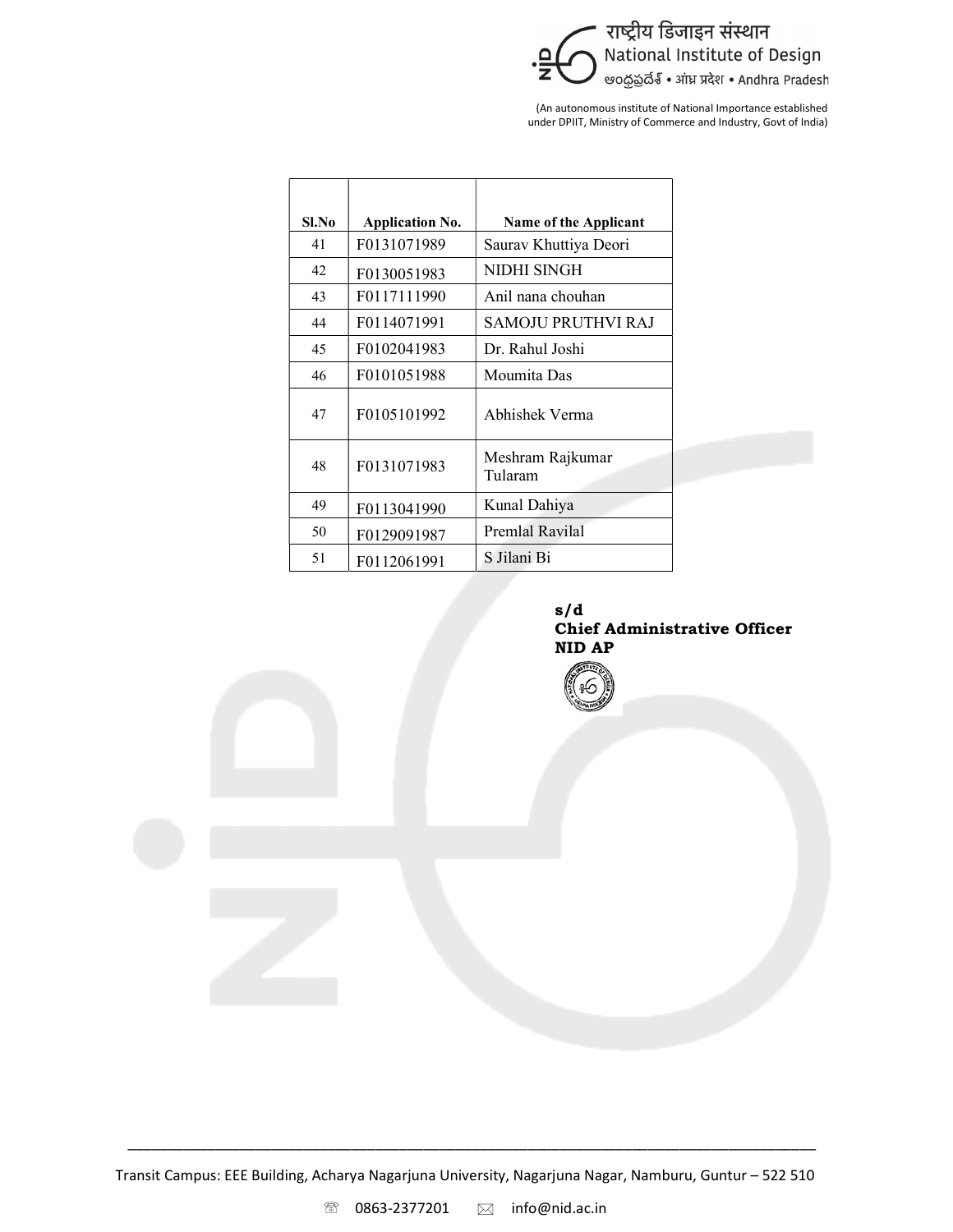| Sl.No | Application No. | Name of the Applicant |
|---|---|---|
| 41 | F0131071989 | Saurav Khuttiya Deori |
| 42 | F0130051983 | NIDHI SINGH |
| 43 | F0117111990 | Anil nana chouhan |
| 44 | F0114071991 | SAMOJU PRUTHVI RAJ |
| 45 | F0102041983 | Dr. Rahul Joshi |
| 46 | F0101051988 | Moumita Das |
| 47 | F0105101992 | Abhishek Verma |
| 48 | F0131071983 | Meshram Rajkumar Tularam |
| 49 | F0113041990 | Kunal Dahiya |
| 50 | F0129091987 | Premlal Ravilal |
| 51 | F0112061991 | S Jilani Bi |

**s/d**
**Chief Administrative Officer**
**NID AP**